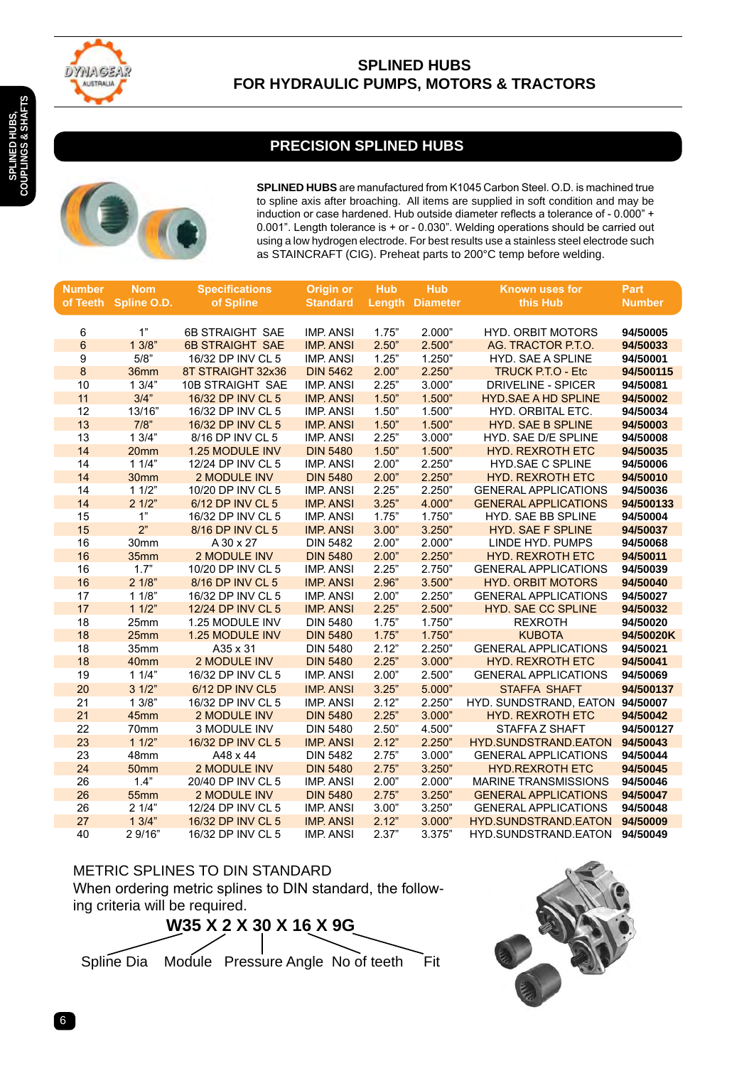# SPLINED HUBS
## FOR HYDRAULIC PUMPS, MOTORS & TRACTORS

## PRECISION SPLINED HUBS

**SPLINED HUBS** are manufactured from K1045 Carbon Steel. O.D. is machined true to spline axis after broaching. All items are supplied in soft condition and may be induction or case hardened. Hub outside diameter reflects a tolerance of - 0.000" + 0.001". Length tolerance is + or - 0.030". Welding operations should be carried out using a low hydrogen electrode. For best results use a stainless steel electrode such as STAINCRAFT (CIG). Preheat parts to 200°C temp before welding.

| Number of Teeth | Nom Spline O.D. | Specifications of Spline | Origin or Standard | Hub Length | Hub Diameter | Known uses for this Hub | Part Number |
|---|---|---|---|---|---|---|---|
| 6 | 1" | 6B STRAIGHT SAE | IMP. ANSI | 1.75" | 2.000" | HYD. ORBIT MOTORS | 94/50005 |
| 6 | 1 3/8" | 6B STRAIGHT SAE | IMP. ANSI | 2.50" | 2.500" | AG. TRACTOR P.T.O. | 94/50033 |
| 9 | 5/8" | 16/32 DP INV CL 5 | IMP. ANSI | 1.25" | 1.250" | HYD. SAE A SPLINE | 94/50001 |
| 8 | 36mm | 8T STRAIGHT 32x36 | DIN 5462 | 2.00" | 2.250" | TRUCK P.T.O - Etc | 94/500115 |
| 10 | 1 3/4" | 10B STRAIGHT SAE | IMP. ANSI | 2.25" | 3.000" | DRIVELINE - SPICER | 94/50081 |
| 11 | 3/4" | 16/32 DP INV CL 5 | IMP. ANSI | 1.50" | 1.500" | HYD.SAE A HD SPLINE | 94/50002 |
| 12 | 13/16" | 16/32 DP INV CL 5 | IMP. ANSI | 1.50" | 1.500" | HYD. ORBITAL ETC. | 94/50034 |
| 13 | 7/8" | 16/32 DP INV CL 5 | IMP. ANSI | 1.50" | 1.500" | HYD. SAE B SPLINE | 94/50003 |
| 13 | 1 3/4" | 8/16 DP INV CL 5 | IMP. ANSI | 2.25" | 3.000" | HYD. SAE D/E SPLINE | 94/50008 |
| 14 | 20mm | 1.25 MODULE INV | DIN 5480 | 1.50" | 1.500" | HYD. REXROTH ETC | 94/50035 |
| 14 | 1 1/4" | 12/24 DP INV CL 5 | IMP. ANSI | 2.00" | 2.250" | HYD.SAE C SPLINE | 94/50006 |
| 14 | 30mm | 2 MODULE INV | DIN 5480 | 2.00" | 2.250" | HYD. REXROTH ETC | 94/50010 |
| 14 | 1 1/2" | 10/20 DP INV CL 5 | IMP. ANSI | 2.25" | 2.250" | GENERAL APPLICATIONS | 94/50036 |
| 14 | 2 1/2" | 6/12 DP INV CL 5 | IMP. ANSI | 3.25" | 4.000" | GENERAL APPLICATIONS | 94/500133 |
| 15 | 1" | 16/32 DP INV CL 5 | IMP. ANSI | 1.75" | 1.750" | HYD. SAE BB SPLINE | 94/50004 |
| 15 | 2" | 8/16 DP INV CL 5 | IMP. ANSI | 3.00" | 3.250" | HYD. SAE F SPLINE | 94/50037 |
| 16 | 30mm | A 30 x 27 | DIN 5482 | 2.00" | 2.000" | LINDE HYD. PUMPS | 94/50068 |
| 16 | 35mm | 2 MODULE INV | DIN 5480 | 2.00" | 2.250" | HYD. REXROTH ETC | 94/50011 |
| 16 | 1.7" | 10/20 DP INV CL 5 | IMP. ANSI | 2.25" | 2.750" | GENERAL APPLICATIONS | 94/50039 |
| 16 | 2 1/8" | 8/16 DP INV CL 5 | IMP. ANSI | 2.96" | 3.500" | HYD. ORBIT MOTORS | 94/50040 |
| 17 | 1 1/8" | 16/32 DP INV CL 5 | IMP. ANSI | 2.00" | 2.250" | GENERAL APPLICATIONS | 94/50027 |
| 17 | 1 1/2" | 12/24 DP INV CL 5 | IMP. ANSI | 2.25" | 2.500" | HYD. SAE CC SPLINE | 94/50032 |
| 18 | 25mm | 1.25 MODULE INV | DIN 5480 | 1.75" | 1.750" | REXROTH | 94/50020 |
| 18 | 25mm | 1.25 MODULE INV | DIN 5480 | 1.75" | 1.750" | KUBOTA | 94/50020K |
| 18 | 35mm | A35 x 31 | DIN 5480 | 2.12" | 2.250" | GENERAL APPLICATIONS | 94/50021 |
| 18 | 40mm | 2 MODULE INV | DIN 5480 | 2.25" | 3.000" | HYD. REXROTH ETC | 94/50041 |
| 19 | 1 1/4" | 16/32 DP INV CL 5 | IMP. ANSI | 2.00" | 2.500" | GENERAL APPLICATIONS | 94/50069 |
| 20 | 3 1/2" | 6/12 DP INV CL5 | IMP. ANSI | 3.25" | 5.000" | STAFFA SHAFT | 94/500137 |
| 21 | 1 3/8" | 16/32 DP INV CL 5 | IMP. ANSI | 2.12" | 2.250" | HYD. SUNDSTRAND, EATON | 94/50007 |
| 21 | 45mm | 2 MODULE INV | DIN 5480 | 2.25" | 3.000" | HYD. REXROTH ETC | 94/50042 |
| 22 | 70mm | 3 MODULE INV | DIN 5480 | 2.50" | 4.500" | STAFFA Z SHAFT | 94/500127 |
| 23 | 1 1/2" | 16/32 DP INV CL 5 | IMP. ANSI | 2.12" | 2.250" | HYD.SUNDSTRAND.EATON | 94/50043 |
| 23 | 48mm | A48 x 44 | DIN 5482 | 2.75" | 3.000" | GENERAL APPLICATIONS | 94/50044 |
| 24 | 50mm | 2 MODULE INV | DIN 5480 | 2.75" | 3.250" | HYD.REXROTH ETC | 94/50045 |
| 26 | 1.4" | 20/40 DP INV CL 5 | IMP. ANSI | 2.00" | 2.000" | MARINE TRANSMISSIONS | 94/50046 |
| 26 | 55mm | 2 MODULE INV | DIN 5480 | 2.75" | 3.250" | GENERAL APPLICATIONS | 94/50047 |
| 26 | 2 1/4" | 12/24 DP INV CL 5 | IMP. ANSI | 3.00" | 3.250" | GENERAL APPLICATIONS | 94/50048 |
| 27 | 1 3/4" | 16/32 DP INV CL 5 | IMP. ANSI | 2.12" | 3.000" | HYD.SUNDSTRAND.EATON | 94/50009 |
| 40 | 2 9/16" | 16/32 DP INV CL 5 | IMP. ANSI | 2.37" | 3.375" | HYD.SUNDSTRAND.EATON | 94/50049 |

METRIC SPLINES TO DIN STANDARD

When ordering metric splines to DIN standard, the following criteria will be required.

**W35 X 2 X 30 X 16 X 9G**

Spline Dia — Module — Pressure Angle — No of teeth — Fit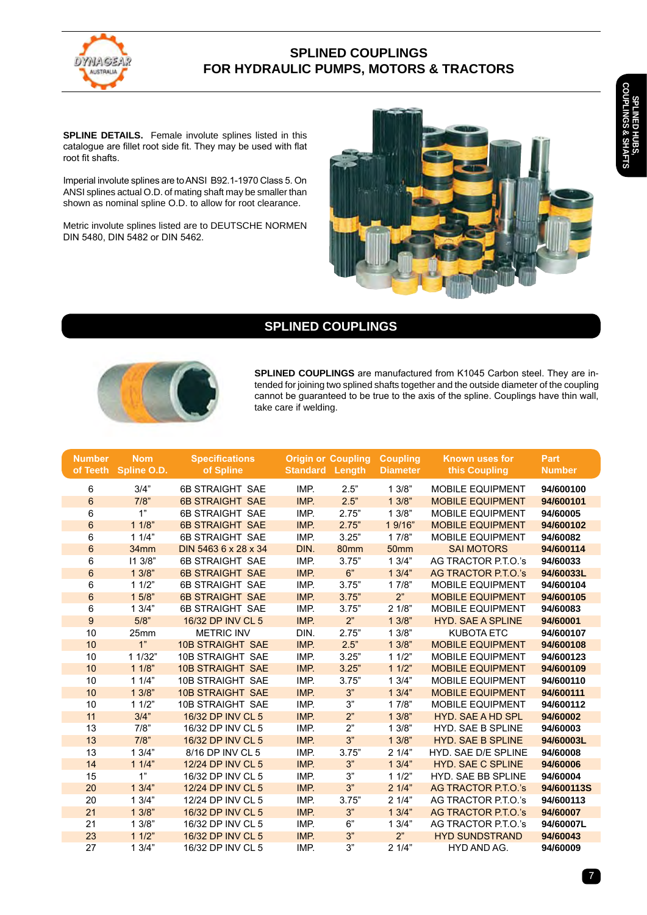# SPLINED COUPLINGS
# FOR HYDRAULIC PUMPS, MOTORS & TRACTORS

**SPLINE DETAILS.** Female involute splines listed in this catalogue are fillet root side fit. They may be used with flat root fit shafts.

Imperial involute splines are to ANSI B92.1-1970 Class 5. On ANSI splines actual O.D. of mating shaft may be smaller than shown as nominal spline O.D. to allow for root clearance.

Metric involute splines listed are to DEUTSCHE NORMEN DIN 5480, DIN 5482 or DIN 5462.

## SPLINED COUPLINGS

**SPLINED COUPLINGS** are manufactured from K1045 Carbon steel. They are intended for joining two splined shafts together and the outside diameter of the coupling cannot be guaranteed to be true to the axis of the spline. Couplings have thin wall, take care if welding.

| Number of Teeth | Nom Spline O.D. | Specifications of Spline | Origin or Standard | Coupling Length | Coupling Diameter | Known uses for this Coupling | Part Number |
|---|---|---|---|---|---|---|---|
| 6 | 3/4" | 6B STRAIGHT SAE | IMP. | 2.5" | 1 3/8" | MOBILE EQUIPMENT | 94/600100 |
| 6 | 7/8" | 6B STRAIGHT SAE | IMP. | 2.5" | 1 3/8" | MOBILE EQUIPMENT | 94/600101 |
| 6 | 1" | 6B STRAIGHT SAE | IMP. | 2.75" | 1 3/8" | MOBILE EQUIPMENT | 94/60005 |
| 6 | 1 1/8" | 6B STRAIGHT SAE | IMP. | 2.75" | 1 9/16" | MOBILE EQUIPMENT | 94/600102 |
| 6 | 1 1/4" | 6B STRAIGHT SAE | IMP. | 3.25" | 1 7/8" | MOBILE EQUIPMENT | 94/60082 |
| 6 | 34mm | DIN 5463 6 x 28 x 34 | DIN. | 80mm | 50mm | SAI MOTORS | 94/600114 |
| 6 | I1 3/8" | 6B STRAIGHT SAE | IMP. | 3.75" | 1 3/4" | AG TRACTOR P.T.O.'s | 94/60033 |
| 6 | 1 3/8" | 6B STRAIGHT SAE | IMP. | 6" | 1 3/4" | AG TRACTOR P.T.O.'s | 94/60033L |
| 6 | 1 1/2" | 6B STRAIGHT SAE | IMP. | 3.75" | 1 7/8" | MOBILE EQUIPMENT | 94/600104 |
| 6 | 1 5/8" | 6B STRAIGHT SAE | IMP. | 3.75" | 2" | MOBILE EQUIPMENT | 94/600105 |
| 6 | 1 3/4" | 6B STRAIGHT SAE | IMP. | 3.75" | 2 1/8" | MOBILE EQUIPMENT | 94/60083 |
| 9 | 5/8" | 16/32 DP INV CL 5 | IMP. | 2" | 1 3/8" | HYD. SAE A SPLINE | 94/60001 |
| 10 | 25mm | METRIC INV | DIN. | 2.75" | 1 3/8" | KUBOTA ETC | 94/600107 |
| 10 | 1" | 10B STRAIGHT SAE | IMP. | 2.5" | 1 3/8" | MOBILE EQUIPMENT | 94/600108 |
| 10 | 1 1/32" | 10B STRAIGHT SAE | IMP. | 3.25" | 1 1/2" | MOBILE EQUIPMENT | 94/600123 |
| 10 | 1 1/8" | 10B STRAIGHT SAE | IMP. | 3.25" | 1 1/2" | MOBILE EQUIPMENT | 94/600109 |
| 10 | 1 1/4" | 10B STRAIGHT SAE | IMP. | 3.75" | 1 3/4" | MOBILE EQUIPMENT | 94/600110 |
| 10 | 1 3/8" | 10B STRAIGHT SAE | IMP. | 3" | 1 3/4" | MOBILE EQUIPMENT | 94/600111 |
| 10 | 1 1/2" | 10B STRAIGHT SAE | IMP. | 3" | 1 7/8" | MOBILE EQUIPMENT | 94/600112 |
| 11 | 3/4" | 16/32 DP INV CL 5 | IMP. | 2" | 1 3/8" | HYD. SAE A HD SPL | 94/60002 |
| 13 | 7/8" | 16/32 DP INV CL 5 | IMP. | 2" | 1 3/8" | HYD. SAE B SPLINE | 94/60003 |
| 13 | 7/8" | 16/32 DP INV CL 5 | IMP. | 3" | 1 3/8" | HYD. SAE B SPLINE | 94/60003L |
| 13 | 1 3/4" | 8/16 DP INV CL 5 | IMP. | 3.75" | 2 1/4" | HYD. SAE D/E SPLINE | 94/60008 |
| 14 | 1 1/4" | 12/24 DP INV CL 5 | IMP. | 3" | 1 3/4" | HYD. SAE C SPLINE | 94/60006 |
| 15 | 1" | 16/32 DP INV CL 5 | IMP. | 3" | 1 1/2" | HYD. SAE BB SPLINE | 94/60004 |
| 20 | 1 3/4" | 12/24 DP INV CL 5 | IMP. | 3" | 2 1/4" | AG TRACTOR P.T.O.'s | 94/600113S |
| 20 | 1 3/4" | 12/24 DP INV CL 5 | IMP. | 3.75" | 2 1/4" | AG TRACTOR P.T.O.'s | 94/600113 |
| 21 | 1 3/8" | 16/32 DP INV CL 5 | IMP. | 3" | 1 3/4" | AG TRACTOR P.T.O.'s | 94/60007 |
| 21 | 1 3/8" | 16/32 DP INV CL 5 | IMP. | 6" | 1 3/4" | AG TRACTOR P.T.O.'s | 94/60007L |
| 23 | 1 1/2" | 16/32 DP INV CL 5 | IMP. | 3" | 2" | HYD SUNDSTRAND | 94/60043 |
| 27 | 1 3/4" | 16/32 DP INV CL 5 | IMP. | 3" | 2 1/4" | HYD AND AG. | 94/60009 |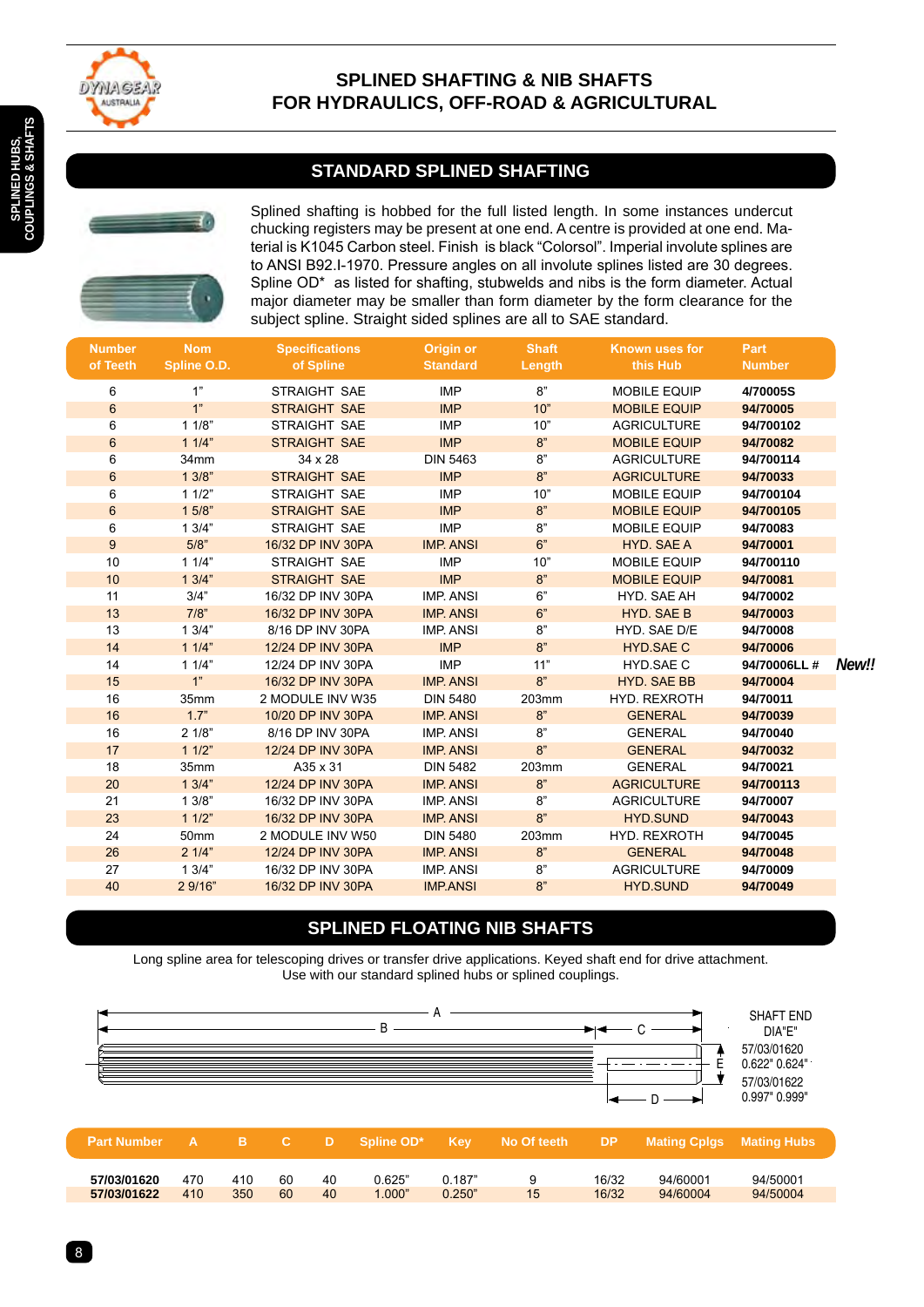# SPLINED SHAFTING & NIB SHAFTS FOR HYDRAULICS, OFF-ROAD & AGRICULTURAL

## STANDARD SPLINED SHAFTING

Splined shafting is hobbed for the full listed length. In some instances undercut chucking registers may be present at one end. A centre is provided at one end. Material is K1045 Carbon steel. Finish is black "Colorsol". Imperial involute splines are to ANSI B92.I-1970. Pressure angles on all involute splines listed are 30 degrees. Spline OD* as listed for shafting, stubwelds and nibs is the form diameter. Actual major diameter may be smaller than form diameter by the form clearance for the subject spline. Straight sided splines are all to SAE standard.

| Number of Teeth | Nom Spline O.D. | Specifications of Spline | Origin or Standard | Shaft Length | Known uses for this Hub | Part Number |
|---|---|---|---|---|---|---|
| 6 | 1" | STRAIGHT SAE | IMP | 8" | MOBILE EQUIP | **4/70005S** |
| 6 | 1" | STRAIGHT SAE | IMP | 10" | MOBILE EQUIP | **94/70005** |
| 6 | 1 1/8" | STRAIGHT SAE | IMP | 10" | AGRICULTURE | **94/700102** |
| 6 | 1 1/4" | STRAIGHT SAE | IMP | 8" | MOBILE EQUIP | **94/70082** |
| 6 | 34mm | 34 x 28 | DIN 5463 | 8" | AGRICULTURE | **94/700114** |
| 6 | 1 3/8" | STRAIGHT SAE | IMP | 8" | AGRICULTURE | **94/70033** |
| 6 | 1 1/2" | STRAIGHT SAE | IMP | 10" | MOBILE EQUIP | **94/700104** |
| 6 | 1 5/8" | STRAIGHT SAE | IMP | 8" | MOBILE EQUIP | **94/700105** |
| 6 | 1 3/4" | STRAIGHT SAE | IMP | 8" | MOBILE EQUIP | **94/70083** |
| 9 | 5/8" | 16/32 DP INV 30PA | IMP. ANSI | 6" | HYD. SAE A | **94/70001** |
| 10 | 1 1/4" | STRAIGHT SAE | IMP | 10" | MOBILE EQUIP | **94/700110** |
| 10 | 1 3/4" | STRAIGHT SAE | IMP | 8" | MOBILE EQUIP | **94/70081** |
| 11 | 3/4" | 16/32 DP INV 30PA | IMP. ANSI | 6" | HYD. SAE AH | **94/70002** |
| 13 | 7/8" | 16/32 DP INV 30PA | IMP. ANSI | 6" | HYD. SAE B | **94/70003** |
| 13 | 1 3/4" | 8/16 DP INV 30PA | IMP. ANSI | 8" | HYD. SAE D/E | **94/70008** |
| 14 | 1 1/4" | 12/24 DP INV 30PA | IMP | 8" | HYD.SAE C | **94/70006** |
| 14 | 1 1/4" | 12/24 DP INV 30PA | IMP | 11" | HYD.SAE C | **94/70006LL #** ***New!!*** |
| 15 | 1" | 16/32 DP INV 30PA | IMP. ANSI | 8" | HYD. SAE BB | **94/70004** |
| 16 | 35mm | 2 MODULE INV W35 | DIN 5480 | 203mm | HYD. REXROTH | **94/70011** |
| 16 | 1.7" | 10/20 DP INV 30PA | IMP. ANSI | 8" | GENERAL | **94/70039** |
| 16 | 2 1/8" | 8/16 DP INV 30PA | IMP. ANSI | 8" | GENERAL | **94/70040** |
| 17 | 1 1/2" | 12/24 DP INV 30PA | IMP. ANSI | 8" | GENERAL | **94/70032** |
| 18 | 35mm | A35 x 31 | DIN 5482 | 203mm | GENERAL | **94/70021** |
| 20 | 1 3/4" | 12/24 DP INV 30PA | IMP. ANSI | 8" | AGRICULTURE | **94/700113** |
| 21 | 1 3/8" | 16/32 DP INV 30PA | IMP. ANSI | 8" | AGRICULTURE | **94/70007** |
| 23 | 1 1/2" | 16/32 DP INV 30PA | IMP. ANSI | 8" | HYD.SUND | **94/70043** |
| 24 | 50mm | 2 MODULE INV W50 | DIN 5480 | 203mm | HYD. REXROTH | **94/70045** |
| 26 | 2 1/4" | 12/24 DP INV 30PA | IMP. ANSI | 8" | GENERAL | **94/70048** |
| 27 | 1 3/4" | 16/32 DP INV 30PA | IMP. ANSI | 8" | AGRICULTURE | **94/70009** |
| 40 | 2 9/16" | 16/32 DP INV 30PA | IMP.ANSI | 8" | HYD.SUND | **94/70049** |

## SPLINED FLOATING NIB SHAFTS

Long spline area for telescoping drives or transfer drive applications. Keyed shaft end for drive attachment.
Use with our standard splined hubs or splined couplings.

A
B
C
D
E

SHAFT END DIA"E"
57/03/01620
0.622" 0.624"
57/03/01622
0.997" 0.999"

| Part Number | A | B | C | D | Spline OD* | Key | No Of teeth | DP | Mating Cplgs | Mating Hubs |
|---|---|---|---|---|---|---|---|---|---|---|
| **57/03/01620** | 470 | 410 | 60 | 40 | 0.625" | 0.187" | 9 | 16/32 | 94/60001 | 94/50001 |
| **57/03/01622** | 410 | 350 | 60 | 40 | 1.000" | 0.250" | 15 | 16/32 | 94/60004 | 94/50004 |